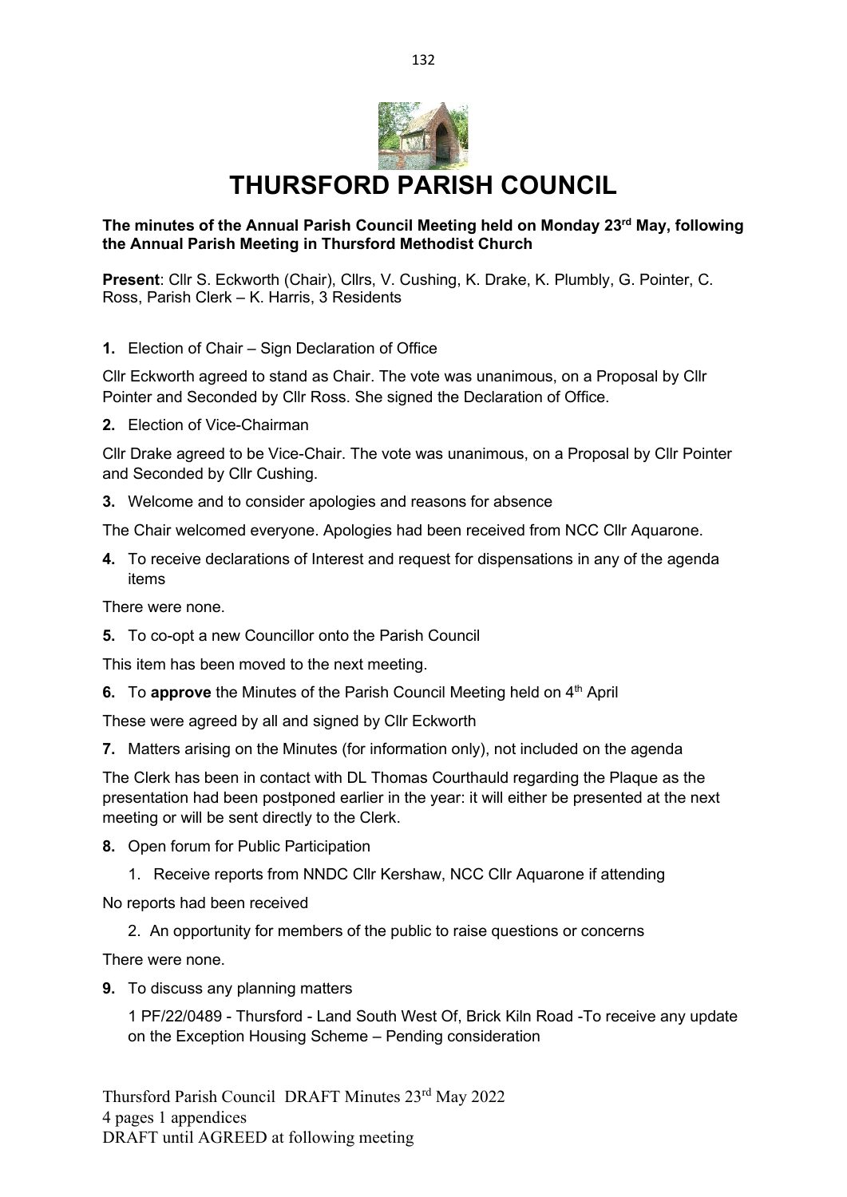# THURSFORD PARISH COUNCIL

**The minutes of the Annual Parish Council Meeting held on Monday 23rd May, following the Annual Parish Meeting in Thursford Methodist Church**

**Present**: Cllr S. Eckworth (Chair), Cllrs, V. Cushing, K. Drake, K. Plumbly, G. Pointer, C. Ross, Parish Clerk – K. Harris, 3 Residents

**1.** Election of Chair – Sign Declaration of Office

Cllr Eckworth agreed to stand as Chair. The vote was unanimous, on a Proposal by Cllr Pointer and Seconded by Cllr Ross. She signed the Declaration of Office.

**2.** Election of Vice-Chairman

Cllr Drake agreed to be Vice-Chair. The vote was unanimous, on a Proposal by Cllr Pointer and Seconded by Cllr Cushing.

**3.** Welcome and to consider apologies and reasons for absence

The Chair welcomed everyone. Apologies had been received from NCC Cllr Aquarone.

**4.** To receive declarations of Interest and request for dispensations in any of the agenda items

There were none.

**5.** To co-opt a new Councillor onto the Parish Council

This item has been moved to the next meeting.

**6.** To **approve** the Minutes of the Parish Council Meeting held on 4th April

These were agreed by all and signed by Cllr Eckworth

**7.** Matters arising on the Minutes (for information only), not included on the agenda

The Clerk has been in contact with DL Thomas Courthauld regarding the Plaque as the presentation had been postponed earlier in the year: it will either be presented at the next meeting or will be sent directly to the Clerk.

**8.** Open forum for Public Participation

1. Receive reports from NNDC Cllr Kershaw, NCC Cllr Aquarone if attending

No reports had been received

2. An opportunity for members of the public to raise questions or concerns

There were none.

**9.** To discuss any planning matters

1 PF/22/0489 - Thursford - Land South West Of, Brick Kiln Road -To receive any update on the Exception Housing Scheme – Pending consideration

Thursford Parish Council DRAFT Minutes 23rd May 2022
4 pages 1 appendices
DRAFT until AGREED at following meeting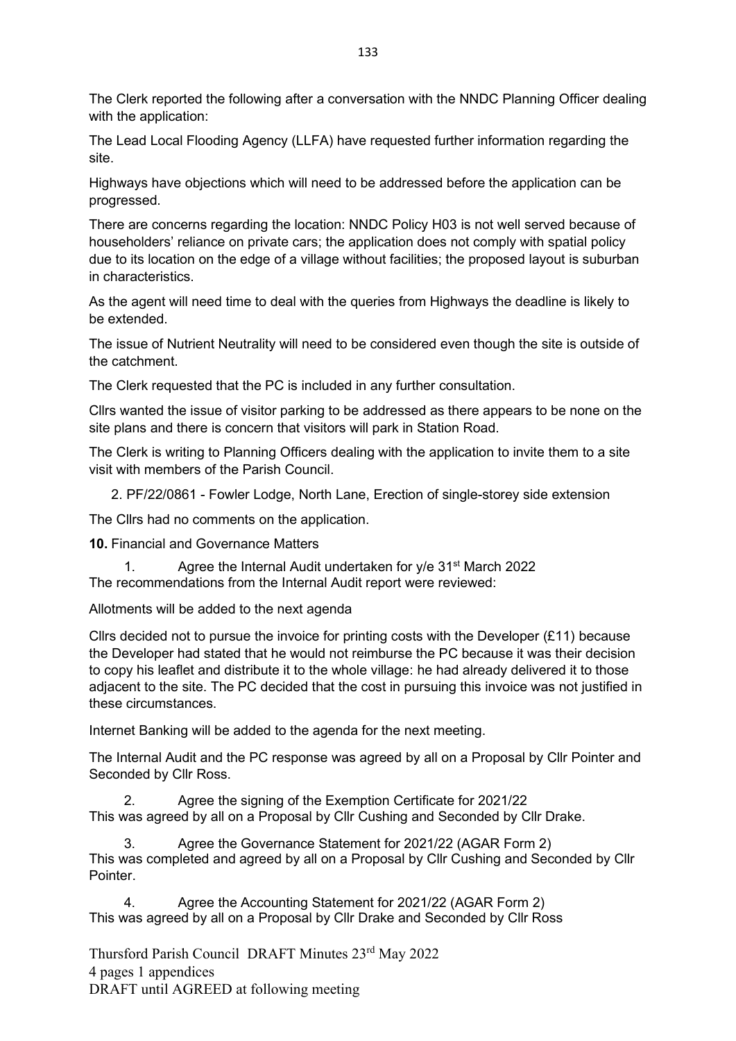The Clerk reported the following after a conversation with the NNDC Planning Officer dealing with the application:

The Lead Local Flooding Agency (LLFA) have requested further information regarding the site.

Highways have objections which will need to be addressed before the application can be progressed.

There are concerns regarding the location: NNDC Policy H03 is not well served because of householders' reliance on private cars; the application does not comply with spatial policy due to its location on the edge of a village without facilities; the proposed layout is suburban in characteristics.

As the agent will need time to deal with the queries from Highways the deadline is likely to be extended.

The issue of Nutrient Neutrality will need to be considered even though the site is outside of the catchment.

The Clerk requested that the PC is included in any further consultation.

Cllrs wanted the issue of visitor parking to be addressed as there appears to be none on the site plans and there is concern that visitors will park in Station Road.

The Clerk is writing to Planning Officers dealing with the application to invite them to a site visit with members of the Parish Council.

2. PF/22/0861 - Fowler Lodge, North Lane, Erection of single-storey side extension

The Cllrs had no comments on the application.

**10.** Financial and Governance Matters

1. Agree the Internal Audit undertaken for y/e 31st March 2022

The recommendations from the Internal Audit report were reviewed:

Allotments will be added to the next agenda

Cllrs decided not to pursue the invoice for printing costs with the Developer (£11) because the Developer had stated that he would not reimburse the PC because it was their decision to copy his leaflet and distribute it to the whole village: he had already delivered it to those adjacent to the site. The PC decided that the cost in pursuing this invoice was not justified in these circumstances.

Internet Banking will be added to the agenda for the next meeting.

The Internal Audit and the PC response was agreed by all on a Proposal by Cllr Pointer and Seconded by Cllr Ross.

2. Agree the signing of the Exemption Certificate for 2021/22

This was agreed by all on a Proposal by Cllr Cushing and Seconded by Cllr Drake.

3. Agree the Governance Statement for 2021/22 (AGAR Form 2)

This was completed and agreed by all on a Proposal by Cllr Cushing and Seconded by Cllr Pointer.

4. Agree the Accounting Statement for 2021/22 (AGAR Form 2)

This was agreed by all on a Proposal by Cllr Drake and Seconded by Cllr Ross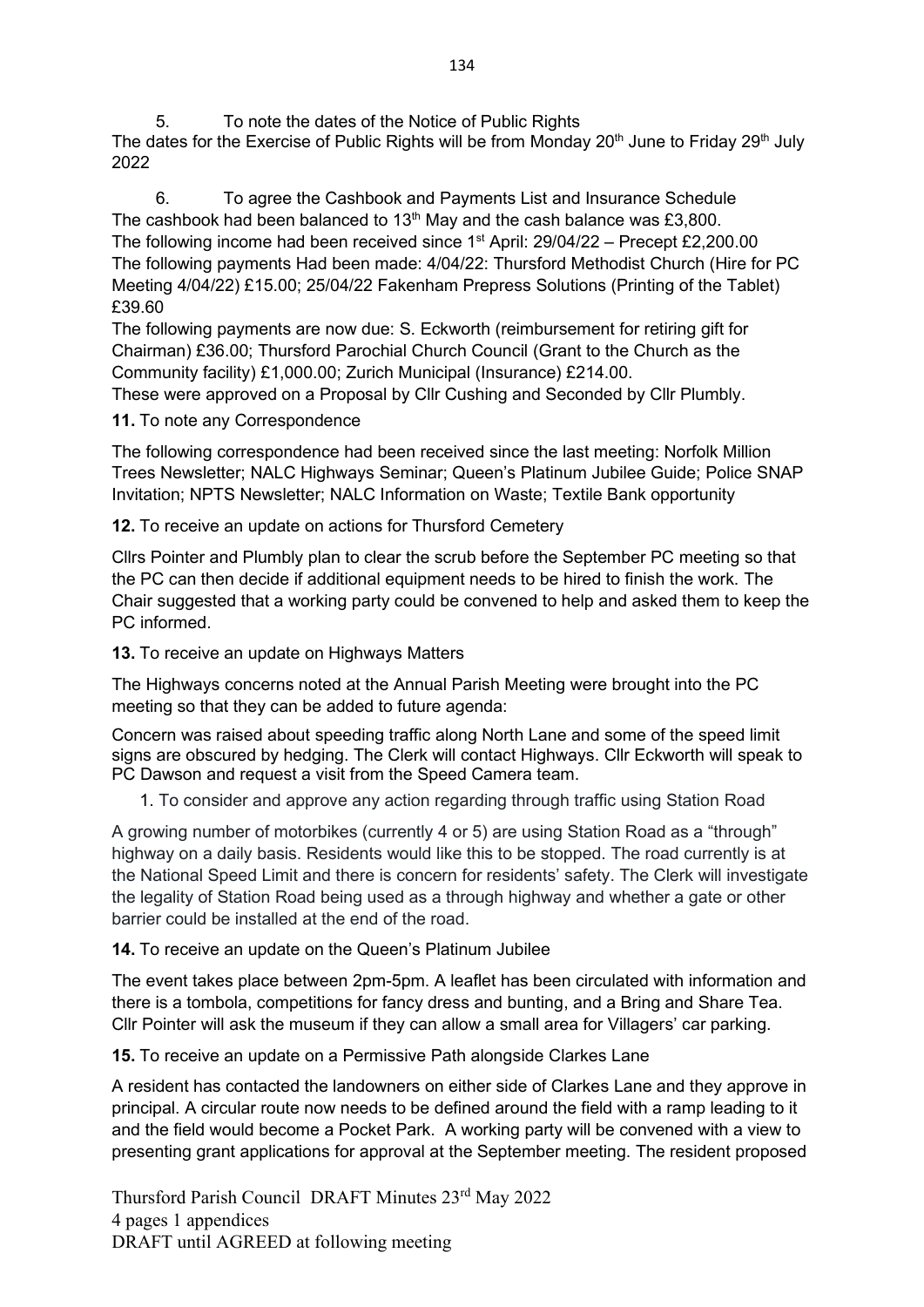5. To note the dates of the Notice of Public Rights

The dates for the Exercise of Public Rights will be from Monday 20th June to Friday 29th July 2022

6. To agree the Cashbook and Payments List and Insurance Schedule

The cashbook had been balanced to 13th May and the cash balance was £3,800.
The following income had been received since 1st April: 29/04/22 – Precept £2,200.00
The following payments Had been made: 4/04/22: Thursford Methodist Church (Hire for PC Meeting 4/04/22) £15.00; 25/04/22 Fakenham Prepress Solutions (Printing of the Tablet) £39.60
The following payments are now due: S. Eckworth (reimbursement for retiring gift for Chairman) £36.00; Thursford Parochial Church Council (Grant to the Church as the Community facility) £1,000.00; Zurich Municipal (Insurance) £214.00.
These were approved on a Proposal by Cllr Cushing and Seconded by Cllr Plumbly.

**11.** To note any Correspondence

The following correspondence had been received since the last meeting: Norfolk Million Trees Newsletter; NALC Highways Seminar; Queen's Platinum Jubilee Guide; Police SNAP Invitation; NPTS Newsletter; NALC Information on Waste; Textile Bank opportunity

**12.** To receive an update on actions for Thursford Cemetery

Cllrs Pointer and Plumbly plan to clear the scrub before the September PC meeting so that the PC can then decide if additional equipment needs to be hired to finish the work. The Chair suggested that a working party could be convened to help and asked them to keep the PC informed.

**13.** To receive an update on Highways Matters

The Highways concerns noted at the Annual Parish Meeting were brought into the PC meeting so that they can be added to future agenda:

Concern was raised about speeding traffic along North Lane and some of the speed limit signs are obscured by hedging. The Clerk will contact Highways. Cllr Eckworth will speak to PC Dawson and request a visit from the Speed Camera team.

1. To consider and approve any action regarding through traffic using Station Road

A growing number of motorbikes (currently 4 or 5) are using Station Road as a "through" highway on a daily basis. Residents would like this to be stopped. The road currently is at the National Speed Limit and there is concern for residents' safety. The Clerk will investigate the legality of Station Road being used as a through highway and whether a gate or other barrier could be installed at the end of the road.

**14.** To receive an update on the Queen's Platinum Jubilee

The event takes place between 2pm-5pm. A leaflet has been circulated with information and there is a tombola, competitions for fancy dress and bunting, and a Bring and Share Tea. Cllr Pointer will ask the museum if they can allow a small area for Villagers' car parking.

**15.** To receive an update on a Permissive Path alongside Clarkes Lane

A resident has contacted the landowners on either side of Clarkes Lane and they approve in principal. A circular route now needs to be defined around the field with a ramp leading to it and the field would become a Pocket Park. A working party will be convened with a view to presenting grant applications for approval at the September meeting. The resident proposed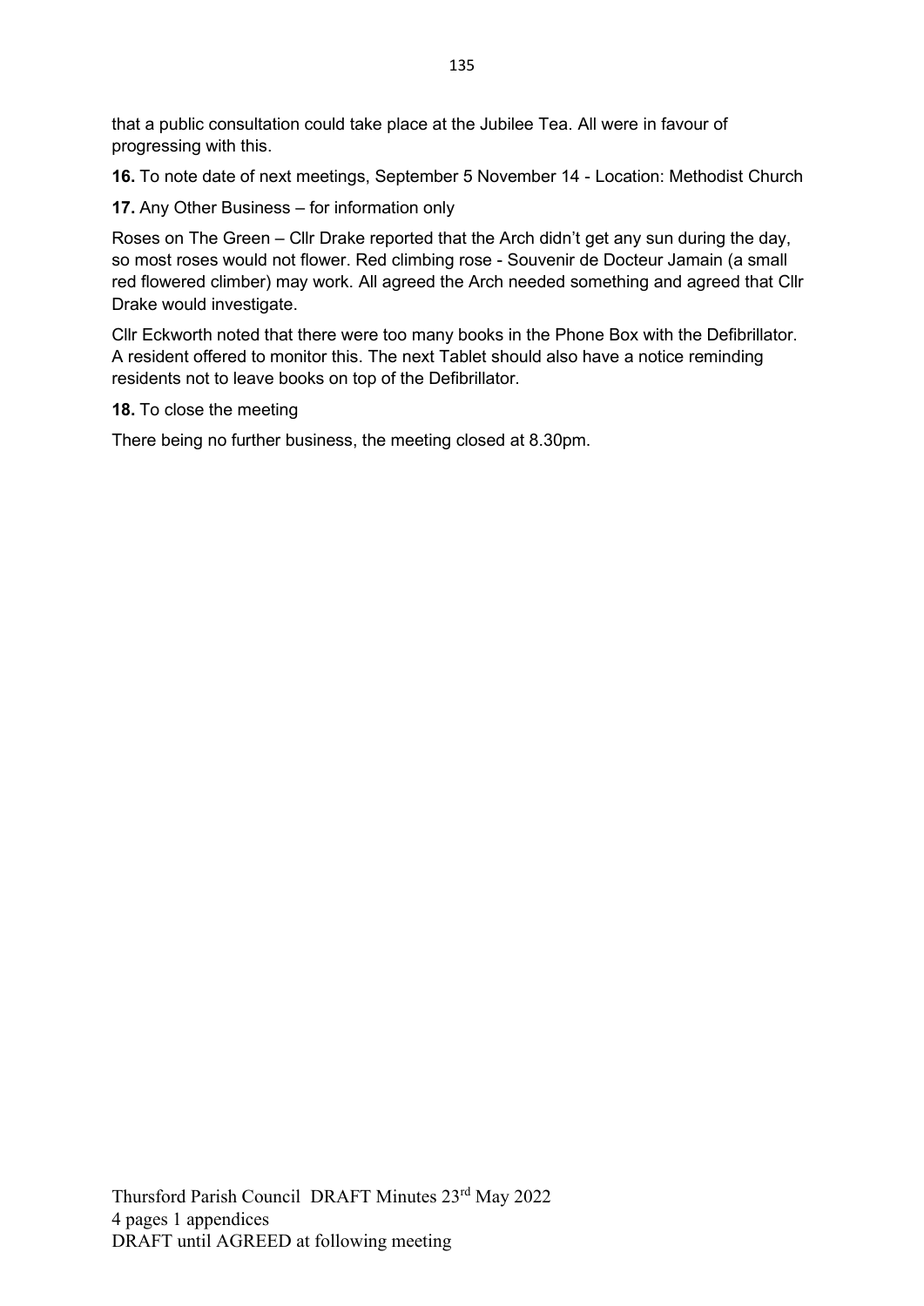that a public consultation could take place at the Jubilee Tea. All were in favour of progressing with this.

**16.** To note date of next meetings, September 5 November 14 - Location: Methodist Church

**17.** Any Other Business – for information only

Roses on The Green – Cllr Drake reported that the Arch didn't get any sun during the day, so most roses would not flower. Red climbing rose - Souvenir de Docteur Jamain (a small red flowered climber) may work. All agreed the Arch needed something and agreed that Cllr Drake would investigate.

Cllr Eckworth noted that there were too many books in the Phone Box with the Defibrillator. A resident offered to monitor this. The next Tablet should also have a notice reminding residents not to leave books on top of the Defibrillator.

**18.** To close the meeting

There being no further business, the meeting closed at 8.30pm.